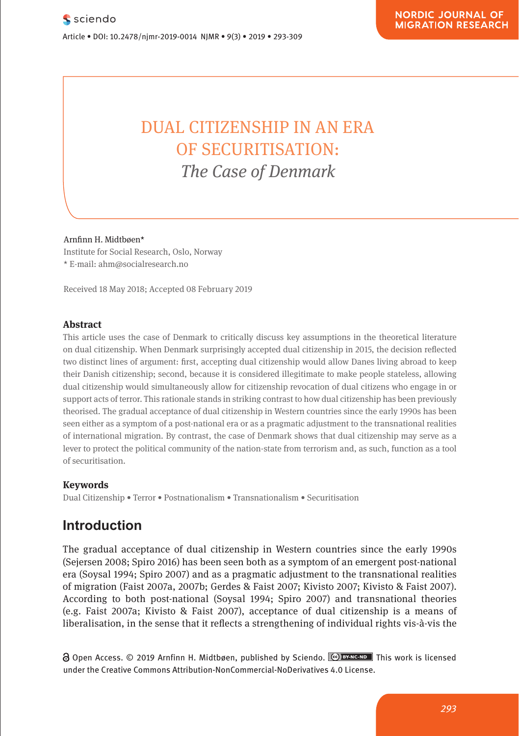# DUAL CITIZENSHIP IN AN ERA OF SECURITISATION:

## *The Case of Denmark*

Arnfinn H. Midtbøen*

Institute for Social Research, Oslo, Norway

\* E-mail: ahm@socialresearch.no

Received 18 May 2018; Accepted 08 February 2019

### Abstract

This article uses the case of Denmark to critically discuss key assumptions in the theoretical literature on dual citizenship. When Denmark surprisingly accepted dual citizenship in 2015, the decision reflected two distinct lines of argument: first, accepting dual citizenship would allow Danes living abroad to keep their Danish citizenship; second, because it is considered illegitimate to make people stateless, allowing dual citizenship would simultaneously allow for citizenship revocation of dual citizens who engage in or support acts of terror. This rationale stands in striking contrast to how dual citizenship has been previously theorised. The gradual acceptance of dual citizenship in Western countries since the early 1990s has been seen either as a symptom of a post-national era or as a pragmatic adjustment to the transnational realities of international migration. By contrast, the case of Denmark shows that dual citizenship may serve as a lever to protect the political community of the nation-state from terrorism and, as such, function as a tool of securitisation.

### Keywords

Dual Citizenship • Terror • Postnationalism • Transnationalism • Securitisation

## Introduction

The gradual acceptance of dual citizenship in Western countries since the early 1990s (Sejersen 2008; Spiro 2016) has been seen both as a symptom of an emergent post-national era (Soysal 1994; Spiro 2007) and as a pragmatic adjustment to the transnational realities of migration (Faist 2007a, 2007b; Gerdes & Faist 2007; Kivisto 2007; Kivisto & Faist 2007). According to both post-national (Soysal 1994; Spiro 2007) and transnational theories (e.g. Faist 2007a; Kivisto & Faist 2007), acceptance of dual citizenship is a means of liberalisation, in the sense that it reflects a strengthening of individual rights vis-à-vis the

Open Access. © 2019 Arnfinn H. Midtbøen, published by Sciendo. This work is licensed under the Creative Commons Attribution-NonCommercial-NoDerivatives 4.0 License.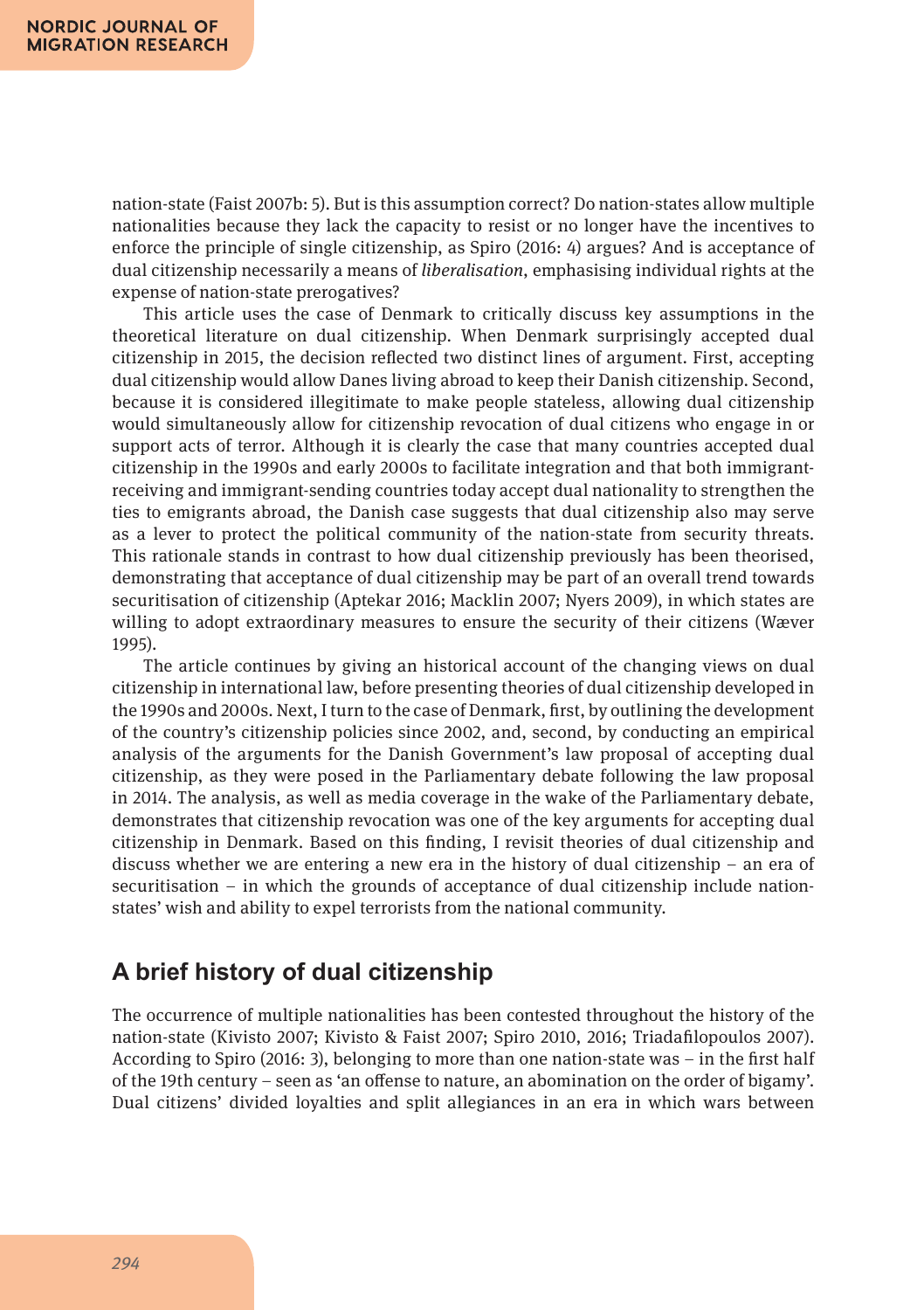nation-state (Faist 2007b: 5). But is this assumption correct? Do nation-states allow multiple nationalities because they lack the capacity to resist or no longer have the incentives to enforce the principle of single citizenship, as Spiro (2016: 4) argues? And is acceptance of dual citizenship necessarily a means of *liberalisation*, emphasising individual rights at the expense of nation-state prerogatives?

This article uses the case of Denmark to critically discuss key assumptions in the theoretical literature on dual citizenship. When Denmark surprisingly accepted dual citizenship in 2015, the decision reflected two distinct lines of argument. First, accepting dual citizenship would allow Danes living abroad to keep their Danish citizenship. Second, because it is considered illegitimate to make people stateless, allowing dual citizenship would simultaneously allow for citizenship revocation of dual citizens who engage in or support acts of terror. Although it is clearly the case that many countries accepted dual citizenship in the 1990s and early 2000s to facilitate integration and that both immigrant-receiving and immigrant-sending countries today accept dual nationality to strengthen the ties to emigrants abroad, the Danish case suggests that dual citizenship also may serve as a lever to protect the political community of the nation-state from security threats. This rationale stands in contrast to how dual citizenship previously has been theorised, demonstrating that acceptance of dual citizenship may be part of an overall trend towards securitisation of citizenship (Aptekar 2016; Macklin 2007; Nyers 2009), in which states are willing to adopt extraordinary measures to ensure the security of their citizens (Wæver 1995).

The article continues by giving an historical account of the changing views on dual citizenship in international law, before presenting theories of dual citizenship developed in the 1990s and 2000s. Next, I turn to the case of Denmark, first, by outlining the development of the country's citizenship policies since 2002, and, second, by conducting an empirical analysis of the arguments for the Danish Government's law proposal of accepting dual citizenship, as they were posed in the Parliamentary debate following the law proposal in 2014. The analysis, as well as media coverage in the wake of the Parliamentary debate, demonstrates that citizenship revocation was one of the key arguments for accepting dual citizenship in Denmark. Based on this finding, I revisit theories of dual citizenship and discuss whether we are entering a new era in the history of dual citizenship – an era of securitisation – in which the grounds of acceptance of dual citizenship include nation-states' wish and ability to expel terrorists from the national community.

## A brief history of dual citizenship

The occurrence of multiple nationalities has been contested throughout the history of the nation-state (Kivisto 2007; Kivisto & Faist 2007; Spiro 2010, 2016; Triadafilopoulos 2007). According to Spiro (2016: 3), belonging to more than one nation-state was – in the first half of the 19th century – seen as 'an offense to nature, an abomination on the order of bigamy'. Dual citizens' divided loyalties and split allegiances in an era in which wars between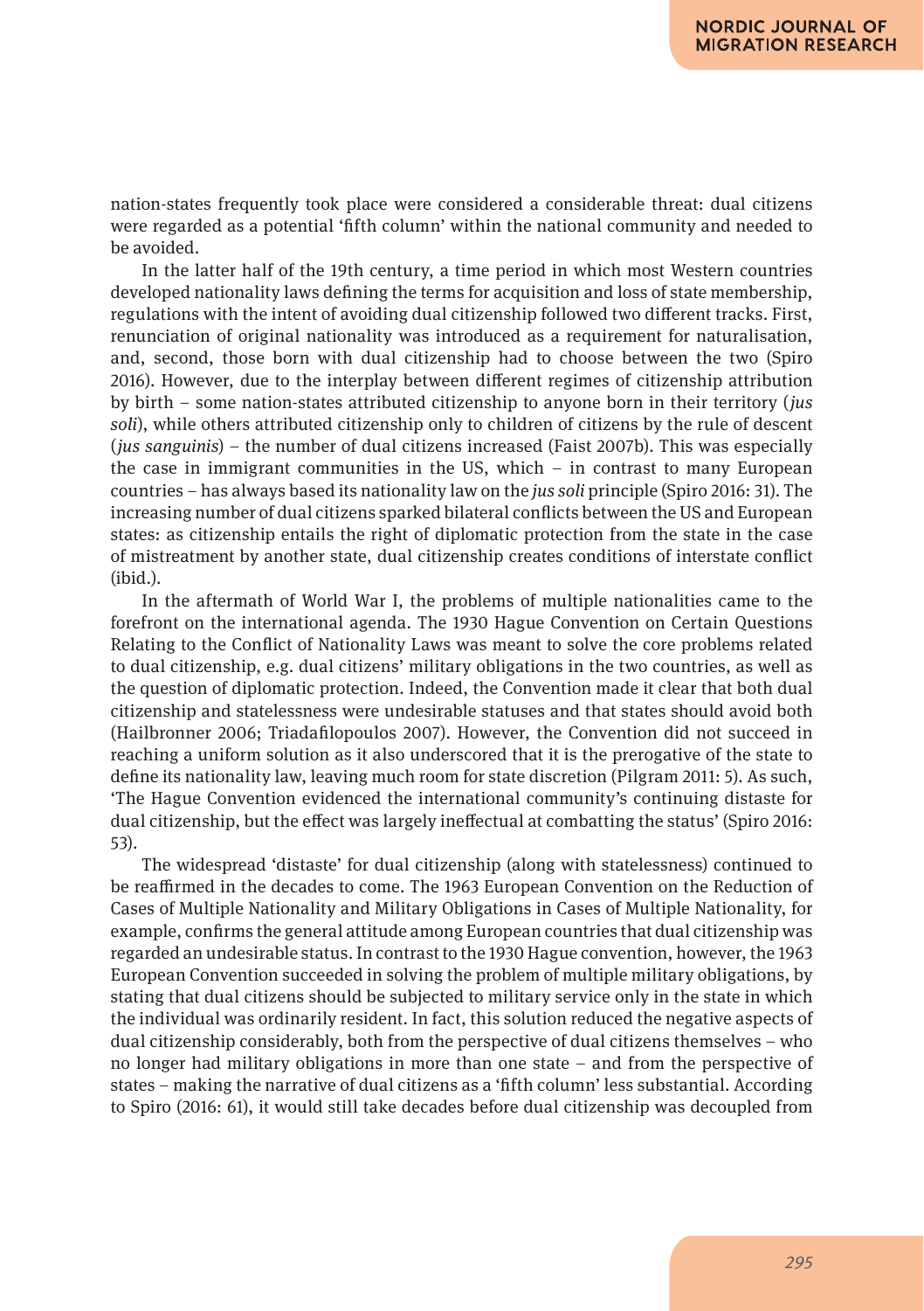nation-states frequently took place were considered a considerable threat: dual citizens were regarded as a potential 'fifth column' within the national community and needed to be avoided.

In the latter half of the 19th century, a time period in which most Western countries developed nationality laws defining the terms for acquisition and loss of state membership, regulations with the intent of avoiding dual citizenship followed two different tracks. First, renunciation of original nationality was introduced as a requirement for naturalisation, and, second, those born with dual citizenship had to choose between the two (Spiro 2016). However, due to the interplay between different regimes of citizenship attribution by birth – some nation-states attributed citizenship to anyone born in their territory (*jus soli*), while others attributed citizenship only to children of citizens by the rule of descent (*jus sanguinis*) – the number of dual citizens increased (Faist 2007b). This was especially the case in immigrant communities in the US, which – in contrast to many European countries – has always based its nationality law on the *jus soli* principle (Spiro 2016: 31). The increasing number of dual citizens sparked bilateral conflicts between the US and European states: as citizenship entails the right of diplomatic protection from the state in the case of mistreatment by another state, dual citizenship creates conditions of interstate conflict (ibid.).

In the aftermath of World War I, the problems of multiple nationalities came to the forefront on the international agenda. The 1930 Hague Convention on Certain Questions Relating to the Conflict of Nationality Laws was meant to solve the core problems related to dual citizenship, e.g. dual citizens' military obligations in the two countries, as well as the question of diplomatic protection. Indeed, the Convention made it clear that both dual citizenship and statelessness were undesirable statuses and that states should avoid both (Hailbronner 2006; Triadafilopoulos 2007). However, the Convention did not succeed in reaching a uniform solution as it also underscored that it is the prerogative of the state to define its nationality law, leaving much room for state discretion (Pilgram 2011: 5). As such, 'The Hague Convention evidenced the international community's continuing distaste for dual citizenship, but the effect was largely ineffectual at combatting the status' (Spiro 2016: 53).

The widespread 'distaste' for dual citizenship (along with statelessness) continued to be reaffirmed in the decades to come. The 1963 European Convention on the Reduction of Cases of Multiple Nationality and Military Obligations in Cases of Multiple Nationality, for example, confirms the general attitude among European countries that dual citizenship was regarded an undesirable status. In contrast to the 1930 Hague convention, however, the 1963 European Convention succeeded in solving the problem of multiple military obligations, by stating that dual citizens should be subjected to military service only in the state in which the individual was ordinarily resident. In fact, this solution reduced the negative aspects of dual citizenship considerably, both from the perspective of dual citizens themselves – who no longer had military obligations in more than one state – and from the perspective of states – making the narrative of dual citizens as a 'fifth column' less substantial. According to Spiro (2016: 61), it would still take decades before dual citizenship was decoupled from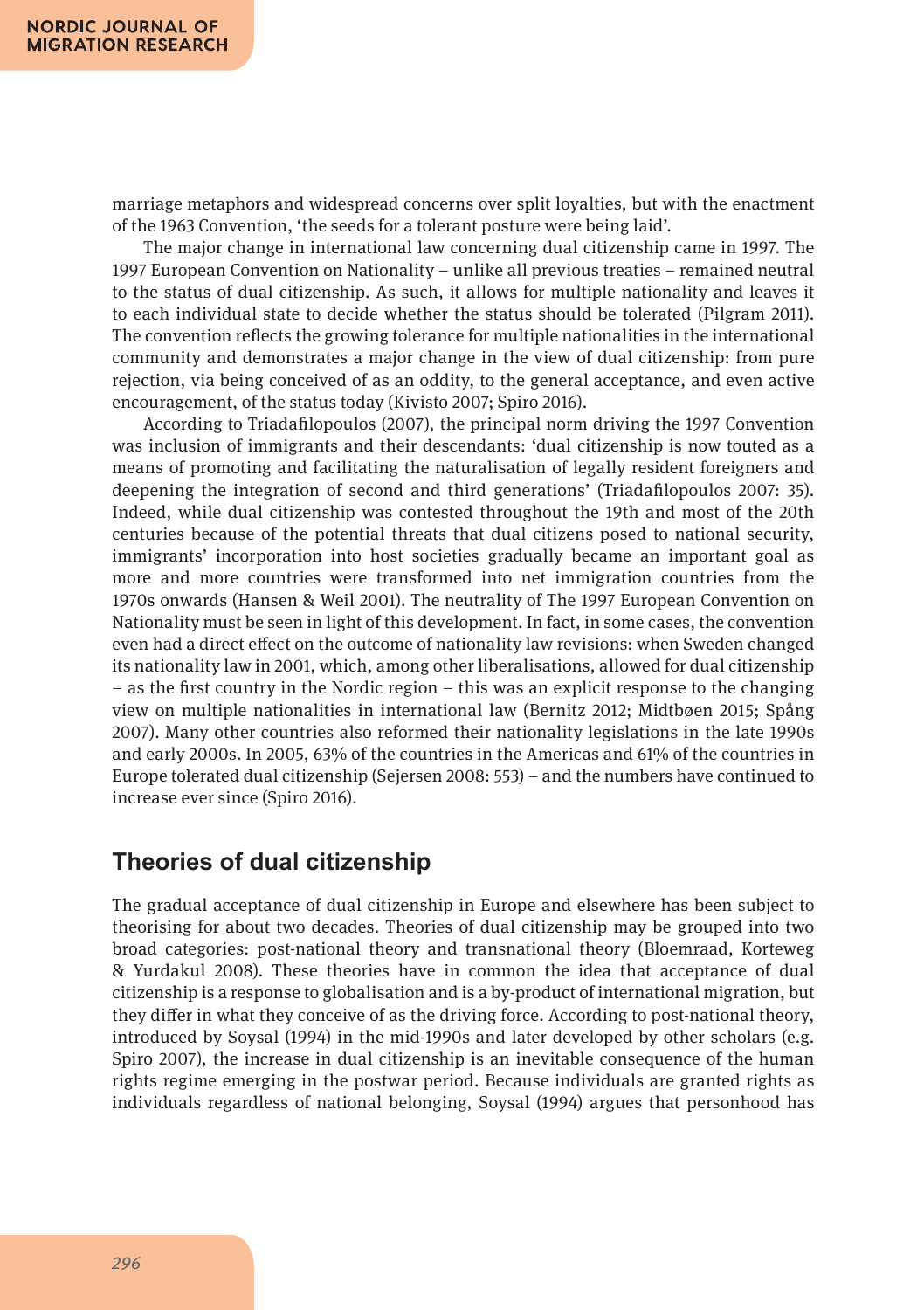marriage metaphors and widespread concerns over split loyalties, but with the enactment of the 1963 Convention, 'the seeds for a tolerant posture were being laid'.

The major change in international law concerning dual citizenship came in 1997. The 1997 European Convention on Nationality – unlike all previous treaties – remained neutral to the status of dual citizenship. As such, it allows for multiple nationality and leaves it to each individual state to decide whether the status should be tolerated (Pilgram 2011). The convention reflects the growing tolerance for multiple nationalities in the international community and demonstrates a major change in the view of dual citizenship: from pure rejection, via being conceived of as an oddity, to the general acceptance, and even active encouragement, of the status today (Kivisto 2007; Spiro 2016).

According to Triadafilopoulos (2007), the principal norm driving the 1997 Convention was inclusion of immigrants and their descendants: 'dual citizenship is now touted as a means of promoting and facilitating the naturalisation of legally resident foreigners and deepening the integration of second and third generations' (Triadafilopoulos 2007: 35). Indeed, while dual citizenship was contested throughout the 19th and most of the 20th centuries because of the potential threats that dual citizens posed to national security, immigrants' incorporation into host societies gradually became an important goal as more and more countries were transformed into net immigration countries from the 1970s onwards (Hansen & Weil 2001). The neutrality of The 1997 European Convention on Nationality must be seen in light of this development. In fact, in some cases, the convention even had a direct effect on the outcome of nationality law revisions: when Sweden changed its nationality law in 2001, which, among other liberalisations, allowed for dual citizenship – as the first country in the Nordic region – this was an explicit response to the changing view on multiple nationalities in international law (Bernitz 2012; Midtbøen 2015; Spång 2007). Many other countries also reformed their nationality legislations in the late 1990s and early 2000s. In 2005, 63% of the countries in the Americas and 61% of the countries in Europe tolerated dual citizenship (Sejersen 2008: 553) – and the numbers have continued to increase ever since (Spiro 2016).

## Theories of dual citizenship

The gradual acceptance of dual citizenship in Europe and elsewhere has been subject to theorising for about two decades. Theories of dual citizenship may be grouped into two broad categories: post-national theory and transnational theory (Bloemraad, Korteweg & Yurdakul 2008). These theories have in common the idea that acceptance of dual citizenship is a response to globalisation and is a by-product of international migration, but they differ in what they conceive of as the driving force. According to post-national theory, introduced by Soysal (1994) in the mid-1990s and later developed by other scholars (e.g. Spiro 2007), the increase in dual citizenship is an inevitable consequence of the human rights regime emerging in the postwar period. Because individuals are granted rights as individuals regardless of national belonging, Soysal (1994) argues that personhood has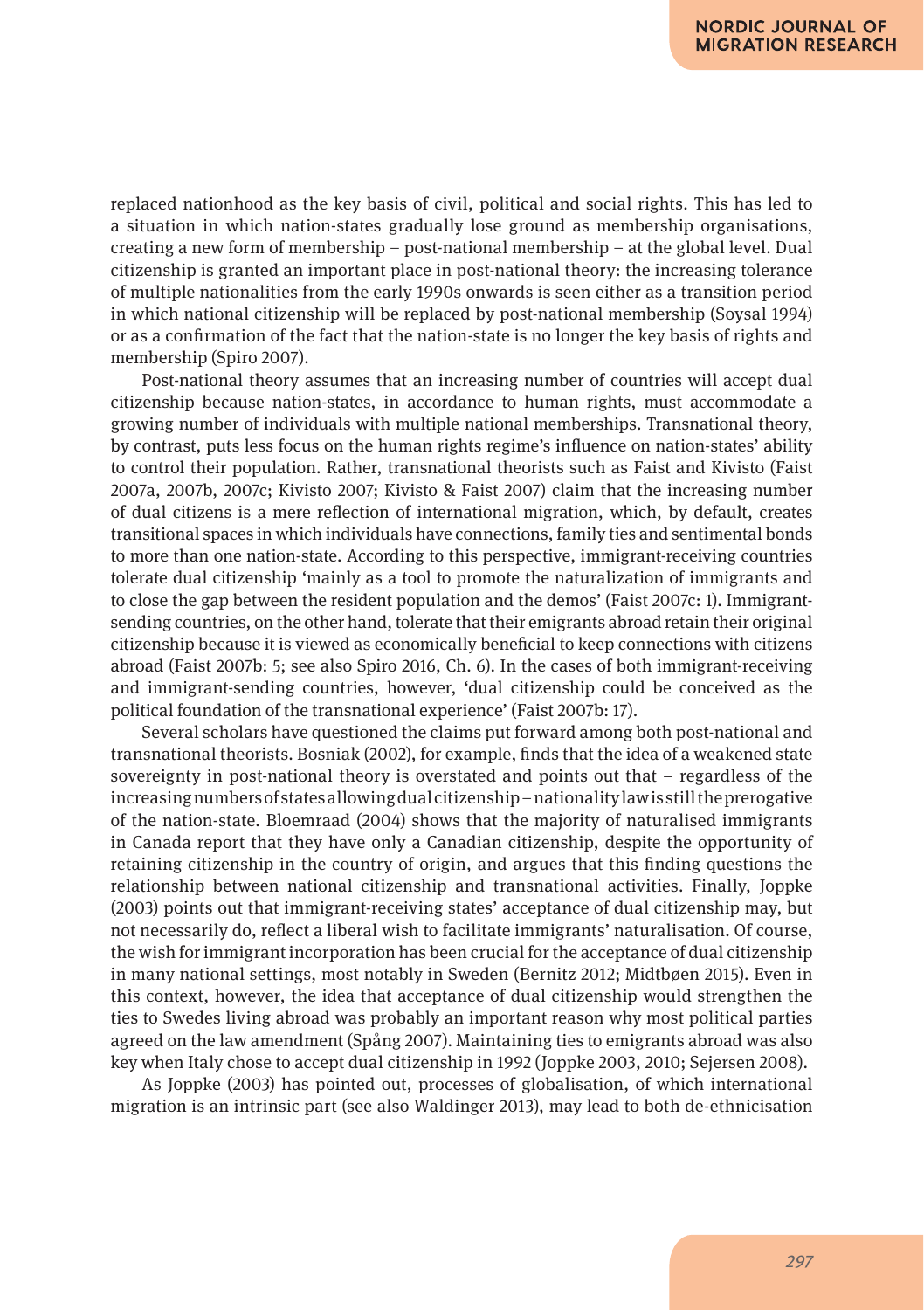replaced nationhood as the key basis of civil, political and social rights. This has led to a situation in which nation-states gradually lose ground as membership organisations, creating a new form of membership – post-national membership – at the global level. Dual citizenship is granted an important place in post-national theory: the increasing tolerance of multiple nationalities from the early 1990s onwards is seen either as a transition period in which national citizenship will be replaced by post-national membership (Soysal 1994) or as a confirmation of the fact that the nation-state is no longer the key basis of rights and membership (Spiro 2007).

Post-national theory assumes that an increasing number of countries will accept dual citizenship because nation-states, in accordance to human rights, must accommodate a growing number of individuals with multiple national memberships. Transnational theory, by contrast, puts less focus on the human rights regime's influence on nation-states' ability to control their population. Rather, transnational theorists such as Faist and Kivisto (Faist 2007a, 2007b, 2007c; Kivisto 2007; Kivisto & Faist 2007) claim that the increasing number of dual citizens is a mere reflection of international migration, which, by default, creates transitional spaces in which individuals have connections, family ties and sentimental bonds to more than one nation-state. According to this perspective, immigrant-receiving countries tolerate dual citizenship 'mainly as a tool to promote the naturalization of immigrants and to close the gap between the resident population and the demos' (Faist 2007c: 1). Immigrant-sending countries, on the other hand, tolerate that their emigrants abroad retain their original citizenship because it is viewed as economically beneficial to keep connections with citizens abroad (Faist 2007b: 5; see also Spiro 2016, Ch. 6). In the cases of both immigrant-receiving and immigrant-sending countries, however, 'dual citizenship could be conceived as the political foundation of the transnational experience' (Faist 2007b: 17).

Several scholars have questioned the claims put forward among both post-national and transnational theorists. Bosniak (2002), for example, finds that the idea of a weakened state sovereignty in post-national theory is overstated and points out that – regardless of the increasing numbers of states allowing dual citizenship – nationality law is still the prerogative of the nation-state. Bloemraad (2004) shows that the majority of naturalised immigrants in Canada report that they have only a Canadian citizenship, despite the opportunity of retaining citizenship in the country of origin, and argues that this finding questions the relationship between national citizenship and transnational activities. Finally, Joppke (2003) points out that immigrant-receiving states' acceptance of dual citizenship may, but not necessarily do, reflect a liberal wish to facilitate immigrants' naturalisation. Of course, the wish for immigrant incorporation has been crucial for the acceptance of dual citizenship in many national settings, most notably in Sweden (Bernitz 2012; Midtbøen 2015). Even in this context, however, the idea that acceptance of dual citizenship would strengthen the ties to Swedes living abroad was probably an important reason why most political parties agreed on the law amendment (Spång 2007). Maintaining ties to emigrants abroad was also key when Italy chose to accept dual citizenship in 1992 (Joppke 2003, 2010; Sejersen 2008).

As Joppke (2003) has pointed out, processes of globalisation, of which international migration is an intrinsic part (see also Waldinger 2013), may lead to both de-ethnicisation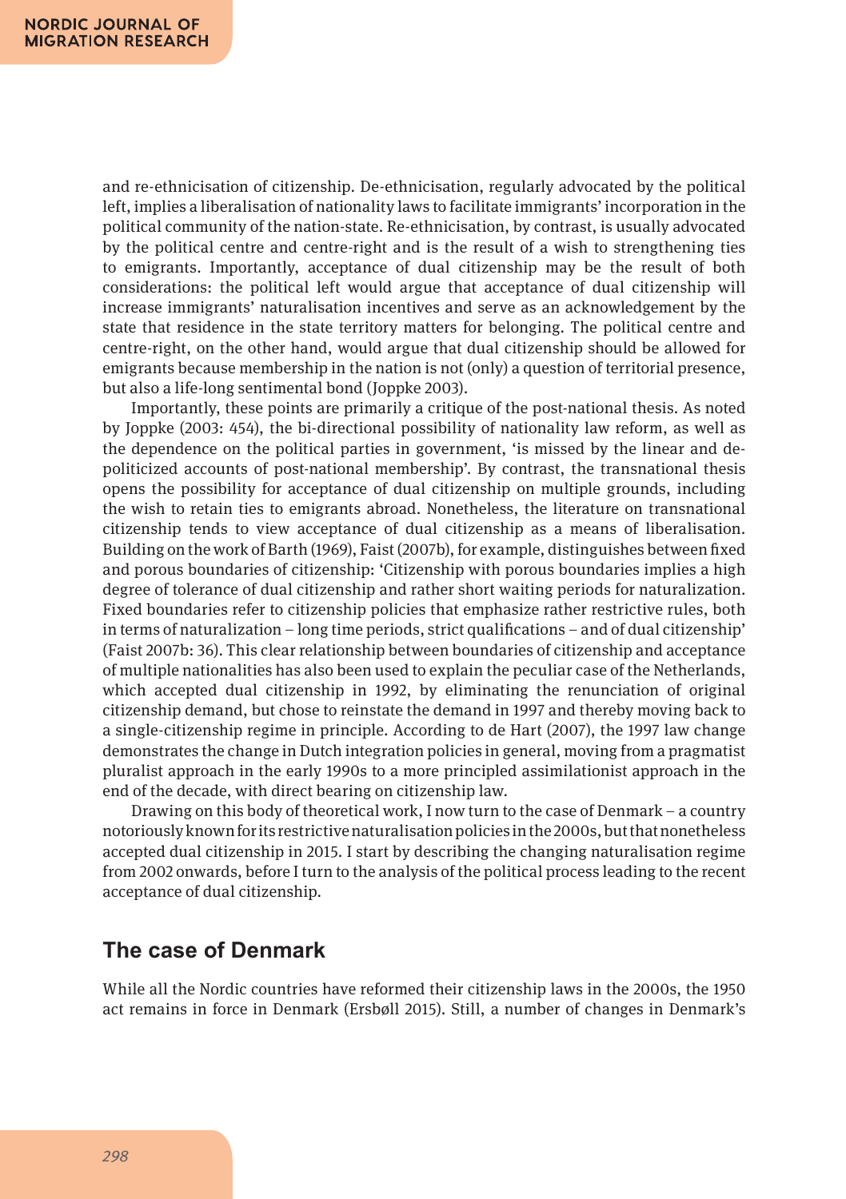and re-ethnicisation of citizenship. De-ethnicisation, regularly advocated by the political left, implies a liberalisation of nationality laws to facilitate immigrants' incorporation in the political community of the nation-state. Re-ethnicisation, by contrast, is usually advocated by the political centre and centre-right and is the result of a wish to strengthening ties to emigrants. Importantly, acceptance of dual citizenship may be the result of both considerations: the political left would argue that acceptance of dual citizenship will increase immigrants' naturalisation incentives and serve as an acknowledgement by the state that residence in the state territory matters for belonging. The political centre and centre-right, on the other hand, would argue that dual citizenship should be allowed for emigrants because membership in the nation is not (only) a question of territorial presence, but also a life-long sentimental bond (Joppke 2003).

Importantly, these points are primarily a critique of the post-national thesis. As noted by Joppke (2003: 454), the bi-directional possibility of nationality law reform, as well as the dependence on the political parties in government, 'is missed by the linear and de-politicized accounts of post-national membership'. By contrast, the transnational thesis opens the possibility for acceptance of dual citizenship on multiple grounds, including the wish to retain ties to emigrants abroad. Nonetheless, the literature on transnational citizenship tends to view acceptance of dual citizenship as a means of liberalisation. Building on the work of Barth (1969), Faist (2007b), for example, distinguishes between fixed and porous boundaries of citizenship: 'Citizenship with porous boundaries implies a high degree of tolerance of dual citizenship and rather short waiting periods for naturalization. Fixed boundaries refer to citizenship policies that emphasize rather restrictive rules, both in terms of naturalization – long time periods, strict qualifications – and of dual citizenship' (Faist 2007b: 36). This clear relationship between boundaries of citizenship and acceptance of multiple nationalities has also been used to explain the peculiar case of the Netherlands, which accepted dual citizenship in 1992, by eliminating the renunciation of original citizenship demand, but chose to reinstate the demand in 1997 and thereby moving back to a single-citizenship regime in principle. According to de Hart (2007), the 1997 law change demonstrates the change in Dutch integration policies in general, moving from a pragmatist pluralist approach in the early 1990s to a more principled assimilationist approach in the end of the decade, with direct bearing on citizenship law.

Drawing on this body of theoretical work, I now turn to the case of Denmark – a country notoriously known for its restrictive naturalisation policies in the 2000s, but that nonetheless accepted dual citizenship in 2015. I start by describing the changing naturalisation regime from 2002 onwards, before I turn to the analysis of the political process leading to the recent acceptance of dual citizenship.

## The case of Denmark

While all the Nordic countries have reformed their citizenship laws in the 2000s, the 1950 act remains in force in Denmark (Ersbøll 2015). Still, a number of changes in Denmark's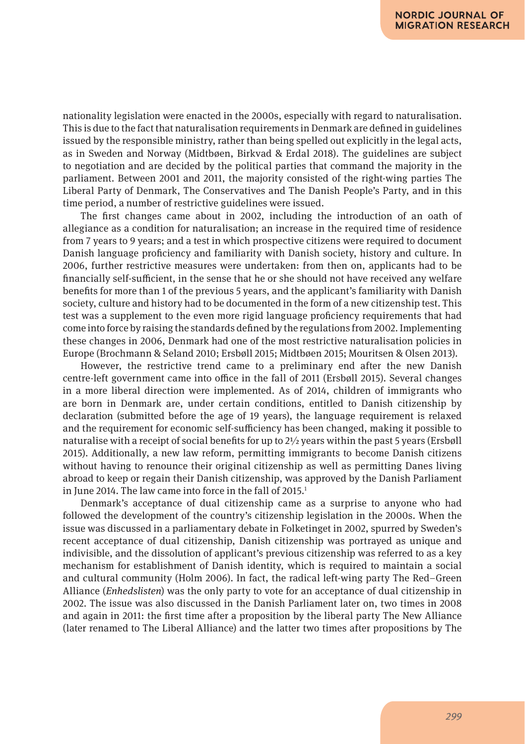nationality legislation were enacted in the 2000s, especially with regard to naturalisation. This is due to the fact that naturalisation requirements in Denmark are defined in guidelines issued by the responsible ministry, rather than being spelled out explicitly in the legal acts, as in Sweden and Norway (Midtbøen, Birkvad & Erdal 2018). The guidelines are subject to negotiation and are decided by the political parties that command the majority in the parliament. Between 2001 and 2011, the majority consisted of the right-wing parties The Liberal Party of Denmark, The Conservatives and The Danish People's Party, and in this time period, a number of restrictive guidelines were issued.

The first changes came about in 2002, including the introduction of an oath of allegiance as a condition for naturalisation; an increase in the required time of residence from 7 years to 9 years; and a test in which prospective citizens were required to document Danish language proficiency and familiarity with Danish society, history and culture. In 2006, further restrictive measures were undertaken: from then on, applicants had to be financially self-sufficient, in the sense that he or she should not have received any welfare benefits for more than 1 of the previous 5 years, and the applicant's familiarity with Danish society, culture and history had to be documented in the form of a new citizenship test. This test was a supplement to the even more rigid language proficiency requirements that had come into force by raising the standards defined by the regulations from 2002. Implementing these changes in 2006, Denmark had one of the most restrictive naturalisation policies in Europe (Brochmann & Seland 2010; Ersbøll 2015; Midtbøen 2015; Mouritsen & Olsen 2013).

However, the restrictive trend came to a preliminary end after the new Danish centre-left government came into office in the fall of 2011 (Ersbøll 2015). Several changes in a more liberal direction were implemented. As of 2014, children of immigrants who are born in Denmark are, under certain conditions, entitled to Danish citizenship by declaration (submitted before the age of 19 years), the language requirement is relaxed and the requirement for economic self-sufficiency has been changed, making it possible to naturalise with a receipt of social benefits for up to 2½ years within the past 5 years (Ersbøll 2015). Additionally, a new law reform, permitting immigrants to become Danish citizens without having to renounce their original citizenship as well as permitting Danes living abroad to keep or regain their Danish citizenship, was approved by the Danish Parliament in June 2014. The law came into force in the fall of 2015.[1]

Denmark's acceptance of dual citizenship came as a surprise to anyone who had followed the development of the country's citizenship legislation in the 2000s. When the issue was discussed in a parliamentary debate in Folketinget in 2002, spurred by Sweden's recent acceptance of dual citizenship, Danish citizenship was portrayed as unique and indivisible, and the dissolution of applicant's previous citizenship was referred to as a key mechanism for establishment of Danish identity, which is required to maintain a social and cultural community (Holm 2006). In fact, the radical left-wing party The Red–Green Alliance (*Enhedslisten*) was the only party to vote for an acceptance of dual citizenship in 2002. The issue was also discussed in the Danish Parliament later on, two times in 2008 and again in 2011: the first time after a proposition by the liberal party The New Alliance (later renamed to The Liberal Alliance) and the latter two times after propositions by The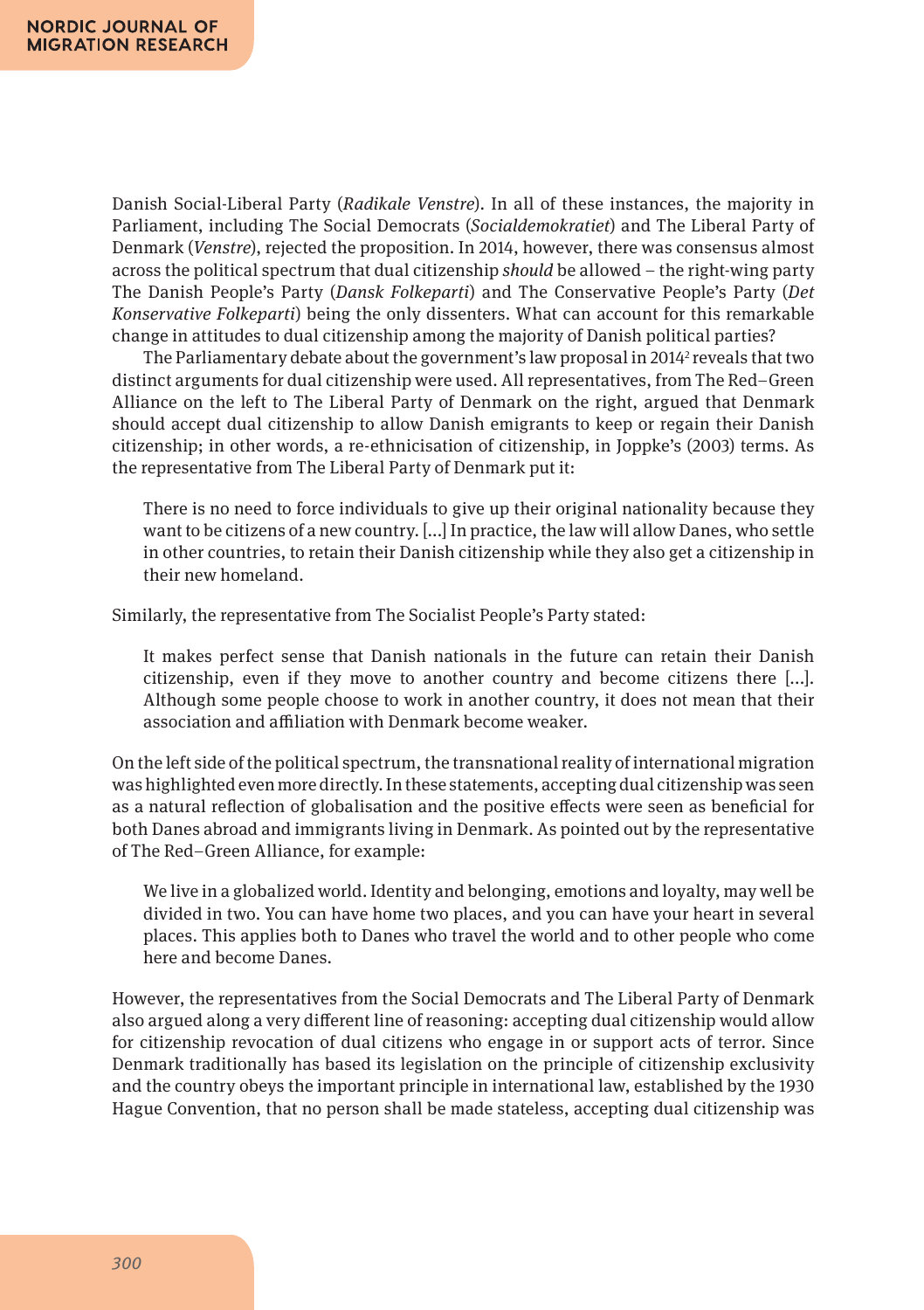Danish Social-Liberal Party (*Radikale Venstre*). In all of these instances, the majority in Parliament, including The Social Democrats (*Socialdemokratiet*) and The Liberal Party of Denmark (*Venstre*), rejected the proposition. In 2014, however, there was consensus almost across the political spectrum that dual citizenship *should* be allowed – the right-wing party The Danish People's Party (*Dansk Folkeparti*) and The Conservative People's Party (*Det Konservative Folkeparti*) being the only dissenters. What can account for this remarkable change in attitudes to dual citizenship among the majority of Danish political parties?

The Parliamentary debate about the government's law proposal in 2014[2] reveals that two distinct arguments for dual citizenship were used. All representatives, from The Red–Green Alliance on the left to The Liberal Party of Denmark on the right, argued that Denmark should accept dual citizenship to allow Danish emigrants to keep or regain their Danish citizenship; in other words, a re-ethnicisation of citizenship, in Joppke's (2003) terms. As the representative from The Liberal Party of Denmark put it:

> There is no need to force individuals to give up their original nationality because they want to be citizens of a new country. [...] In practice, the law will allow Danes, who settle in other countries, to retain their Danish citizenship while they also get a citizenship in their new homeland.

Similarly, the representative from The Socialist People's Party stated:

> It makes perfect sense that Danish nationals in the future can retain their Danish citizenship, even if they move to another country and become citizens there [...]. Although some people choose to work in another country, it does not mean that their association and affiliation with Denmark become weaker.

On the left side of the political spectrum, the transnational reality of international migration was highlighted even more directly. In these statements, accepting dual citizenship was seen as a natural reflection of globalisation and the positive effects were seen as beneficial for both Danes abroad and immigrants living in Denmark. As pointed out by the representative of The Red–Green Alliance, for example:

> We live in a globalized world. Identity and belonging, emotions and loyalty, may well be divided in two. You can have home two places, and you can have your heart in several places. This applies both to Danes who travel the world and to other people who come here and become Danes.

However, the representatives from the Social Democrats and The Liberal Party of Denmark also argued along a very different line of reasoning: accepting dual citizenship would allow for citizenship revocation of dual citizens who engage in or support acts of terror. Since Denmark traditionally has based its legislation on the principle of citizenship exclusivity and the country obeys the important principle in international law, established by the 1930 Hague Convention, that no person shall be made stateless, accepting dual citizenship was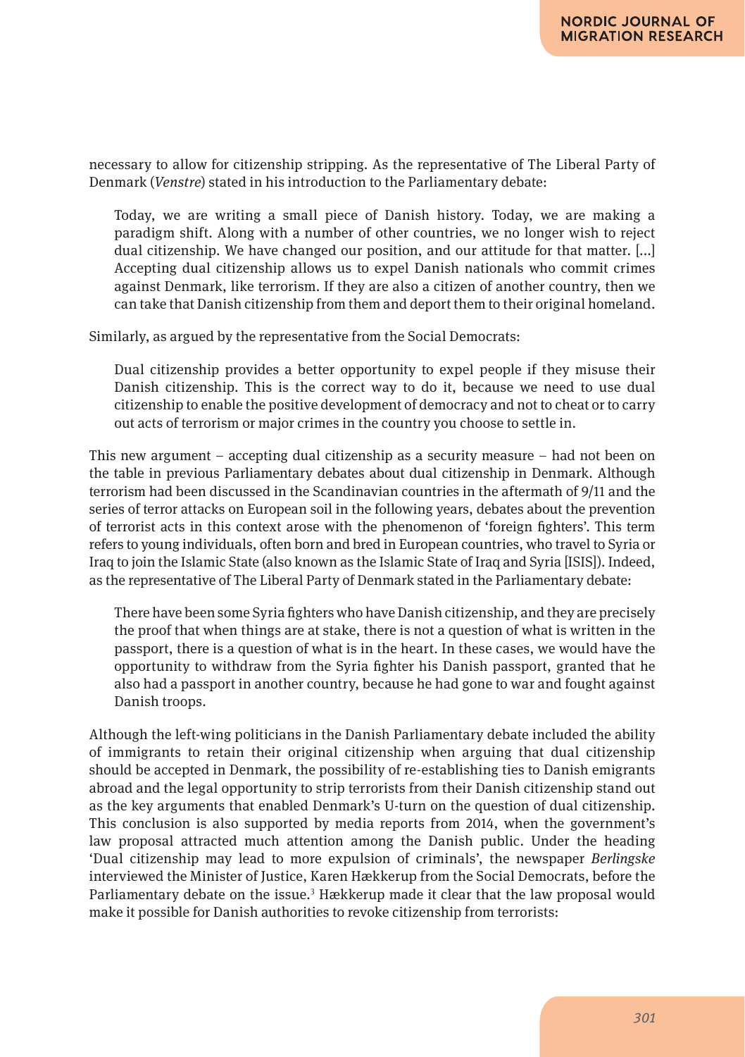necessary to allow for citizenship stripping. As the representative of The Liberal Party of Denmark (*Venstre*) stated in his introduction to the Parliamentary debate:

> Today, we are writing a small piece of Danish history. Today, we are making a paradigm shift. Along with a number of other countries, we no longer wish to reject dual citizenship. We have changed our position, and our attitude for that matter. [...] Accepting dual citizenship allows us to expel Danish nationals who commit crimes against Denmark, like terrorism. If they are also a citizen of another country, then we can take that Danish citizenship from them and deport them to their original homeland.

Similarly, as argued by the representative from the Social Democrats:

> Dual citizenship provides a better opportunity to expel people if they misuse their Danish citizenship. This is the correct way to do it, because we need to use dual citizenship to enable the positive development of democracy and not to cheat or to carry out acts of terrorism or major crimes in the country you choose to settle in.

This new argument – accepting dual citizenship as a security measure – had not been on the table in previous Parliamentary debates about dual citizenship in Denmark. Although terrorism had been discussed in the Scandinavian countries in the aftermath of 9/11 and the series of terror attacks on European soil in the following years, debates about the prevention of terrorist acts in this context arose with the phenomenon of 'foreign fighters'. This term refers to young individuals, often born and bred in European countries, who travel to Syria or Iraq to join the Islamic State (also known as the Islamic State of Iraq and Syria [ISIS]). Indeed, as the representative of The Liberal Party of Denmark stated in the Parliamentary debate:

> There have been some Syria fighters who have Danish citizenship, and they are precisely the proof that when things are at stake, there is not a question of what is written in the passport, there is a question of what is in the heart. In these cases, we would have the opportunity to withdraw from the Syria fighter his Danish passport, granted that he also had a passport in another country, because he had gone to war and fought against Danish troops.

Although the left-wing politicians in the Danish Parliamentary debate included the ability of immigrants to retain their original citizenship when arguing that dual citizenship should be accepted in Denmark, the possibility of re-establishing ties to Danish emigrants abroad and the legal opportunity to strip terrorists from their Danish citizenship stand out as the key arguments that enabled Denmark's U-turn on the question of dual citizenship. This conclusion is also supported by media reports from 2014, when the government's law proposal attracted much attention among the Danish public. Under the heading 'Dual citizenship may lead to more expulsion of criminals', the newspaper *Berlingske* interviewed the Minister of Justice, Karen Hækkerup from the Social Democrats, before the Parliamentary debate on the issue.[3] Hækkerup made it clear that the law proposal would make it possible for Danish authorities to revoke citizenship from terrorists: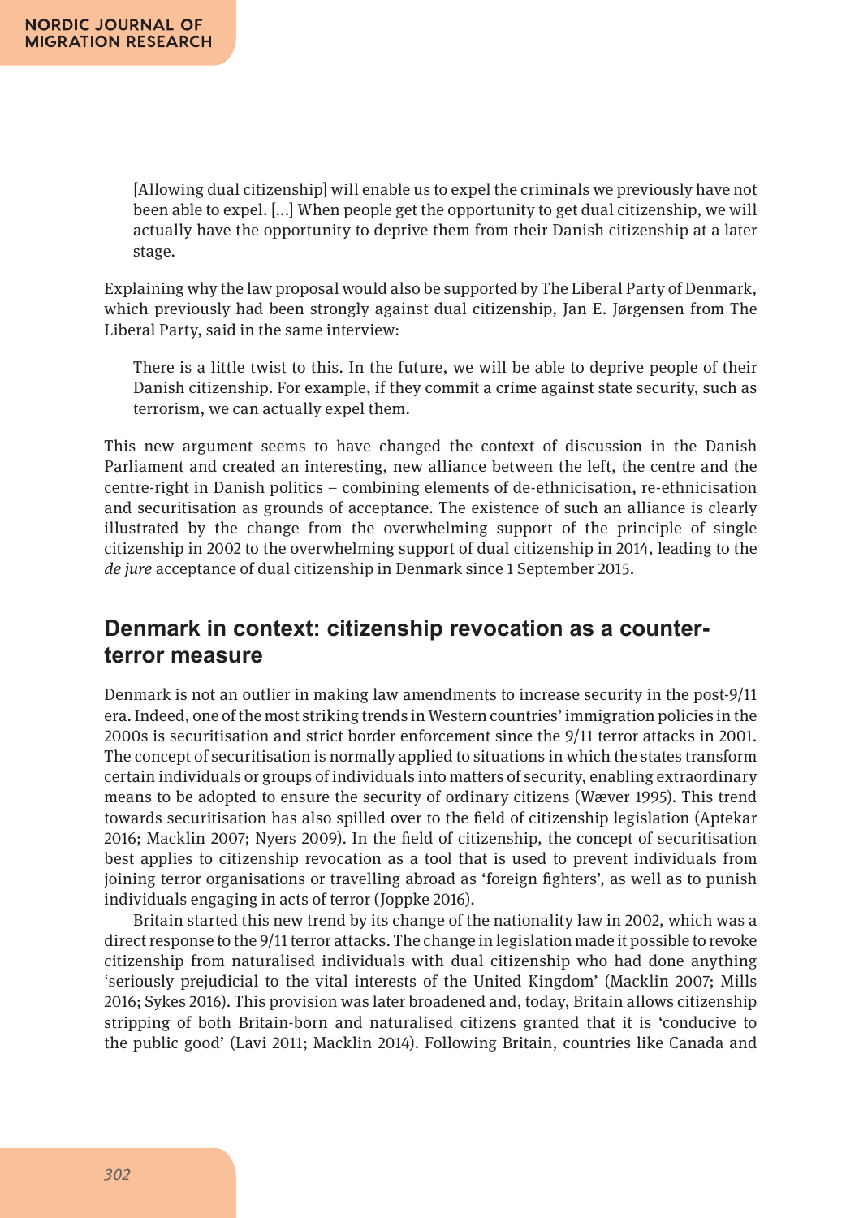> [Allowing dual citizenship] will enable us to expel the criminals we previously have not been able to expel. [...] When people get the opportunity to get dual citizenship, we will actually have the opportunity to deprive them from their Danish citizenship at a later stage.

Explaining why the law proposal would also be supported by The Liberal Party of Denmark, which previously had been strongly against dual citizenship, Jan E. Jørgensen from The Liberal Party, said in the same interview:

> There is a little twist to this. In the future, we will be able to deprive people of their Danish citizenship. For example, if they commit a crime against state security, such as terrorism, we can actually expel them.

This new argument seems to have changed the context of discussion in the Danish Parliament and created an interesting, new alliance between the left, the centre and the centre-right in Danish politics – combining elements of de-ethnicisation, re-ethnicisation and securitisation as grounds of acceptance. The existence of such an alliance is clearly illustrated by the change from the overwhelming support of the principle of single citizenship in 2002 to the overwhelming support of dual citizenship in 2014, leading to the *de jure* acceptance of dual citizenship in Denmark since 1 September 2015.

## Denmark in context: citizenship revocation as a counter-terror measure

Denmark is not an outlier in making law amendments to increase security in the post-9/11 era. Indeed, one of the most striking trends in Western countries' immigration policies in the 2000s is securitisation and strict border enforcement since the 9/11 terror attacks in 2001. The concept of securitisation is normally applied to situations in which the states transform certain individuals or groups of individuals into matters of security, enabling extraordinary means to be adopted to ensure the security of ordinary citizens (Wæver 1995). This trend towards securitisation has also spilled over to the field of citizenship legislation (Aptekar 2016; Macklin 2007; Nyers 2009). In the field of citizenship, the concept of securitisation best applies to citizenship revocation as a tool that is used to prevent individuals from joining terror organisations or travelling abroad as 'foreign fighters', as well as to punish individuals engaging in acts of terror (Joppke 2016).

Britain started this new trend by its change of the nationality law in 2002, which was a direct response to the 9/11 terror attacks. The change in legislation made it possible to revoke citizenship from naturalised individuals with dual citizenship who had done anything 'seriously prejudicial to the vital interests of the United Kingdom' (Macklin 2007; Mills 2016; Sykes 2016). This provision was later broadened and, today, Britain allows citizenship stripping of both Britain-born and naturalised citizens granted that it is 'conducive to the public good' (Lavi 2011; Macklin 2014). Following Britain, countries like Canada and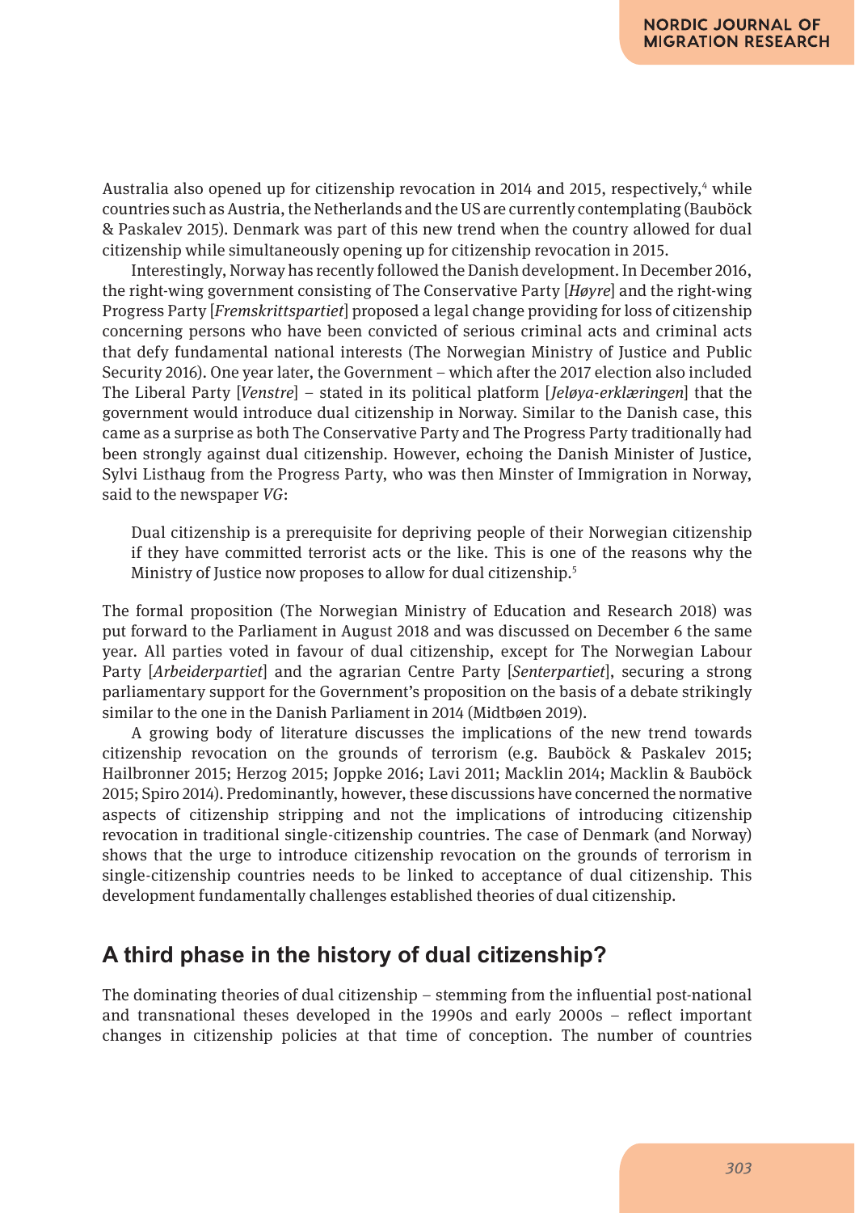Australia also opened up for citizenship revocation in 2014 and 2015, respectively,[4] while countries such as Austria, the Netherlands and the US are currently contemplating (Bauböck & Paskalev 2015). Denmark was part of this new trend when the country allowed for dual citizenship while simultaneously opening up for citizenship revocation in 2015.

Interestingly, Norway has recently followed the Danish development. In December 2016, the right-wing government consisting of The Conservative Party [*Høyre*] and the right-wing Progress Party [*Fremskrittspartiet*] proposed a legal change providing for loss of citizenship concerning persons who have been convicted of serious criminal acts and criminal acts that defy fundamental national interests (The Norwegian Ministry of Justice and Public Security 2016). One year later, the Government – which after the 2017 election also included The Liberal Party [*Venstre*] – stated in its political platform [*Jeløya-erklæringen*] that the government would introduce dual citizenship in Norway. Similar to the Danish case, this came as a surprise as both The Conservative Party and The Progress Party traditionally had been strongly against dual citizenship. However, echoing the Danish Minister of Justice, Sylvi Listhaug from the Progress Party, who was then Minster of Immigration in Norway, said to the newspaper *VG*:

> Dual citizenship is a prerequisite for depriving people of their Norwegian citizenship if they have committed terrorist acts or the like. This is one of the reasons why the Ministry of Justice now proposes to allow for dual citizenship.[5]

The formal proposition (The Norwegian Ministry of Education and Research 2018) was put forward to the Parliament in August 2018 and was discussed on December 6 the same year. All parties voted in favour of dual citizenship, except for The Norwegian Labour Party [*Arbeiderpartiet*] and the agrarian Centre Party [*Senterpartiet*], securing a strong parliamentary support for the Government's proposition on the basis of a debate strikingly similar to the one in the Danish Parliament in 2014 (Midtbøen 2019).

A growing body of literature discusses the implications of the new trend towards citizenship revocation on the grounds of terrorism (e.g. Bauböck & Paskalev 2015; Hailbronner 2015; Herzog 2015; Joppke 2016; Lavi 2011; Macklin 2014; Macklin & Bauböck 2015; Spiro 2014). Predominantly, however, these discussions have concerned the normative aspects of citizenship stripping and not the implications of introducing citizenship revocation in traditional single-citizenship countries. The case of Denmark (and Norway) shows that the urge to introduce citizenship revocation on the grounds of terrorism in single-citizenship countries needs to be linked to acceptance of dual citizenship. This development fundamentally challenges established theories of dual citizenship.

## A third phase in the history of dual citizenship?

The dominating theories of dual citizenship – stemming from the influential post-national and transnational theses developed in the 1990s and early 2000s – reflect important changes in citizenship policies at that time of conception. The number of countries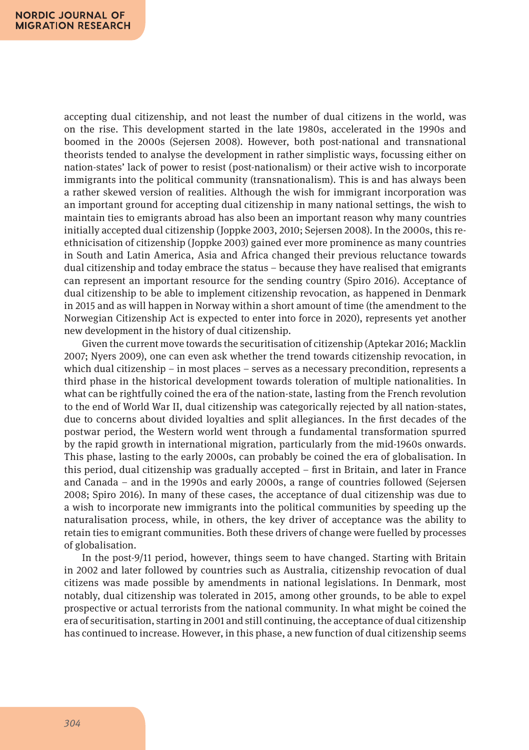accepting dual citizenship, and not least the number of dual citizens in the world, was on the rise. This development started in the late 1980s, accelerated in the 1990s and boomed in the 2000s (Sejersen 2008). However, both post-national and transnational theorists tended to analyse the development in rather simplistic ways, focussing either on nation-states' lack of power to resist (post-nationalism) or their active wish to incorporate immigrants into the political community (transnationalism). This is and has always been a rather skewed version of realities. Although the wish for immigrant incorporation was an important ground for accepting dual citizenship in many national settings, the wish to maintain ties to emigrants abroad has also been an important reason why many countries initially accepted dual citizenship (Joppke 2003, 2010; Sejersen 2008). In the 2000s, this re-ethnicisation of citizenship (Joppke 2003) gained ever more prominence as many countries in South and Latin America, Asia and Africa changed their previous reluctance towards dual citizenship and today embrace the status – because they have realised that emigrants can represent an important resource for the sending country (Spiro 2016). Acceptance of dual citizenship to be able to implement citizenship revocation, as happened in Denmark in 2015 and as will happen in Norway within a short amount of time (the amendment to the Norwegian Citizenship Act is expected to enter into force in 2020), represents yet another new development in the history of dual citizenship.

Given the current move towards the securitisation of citizenship (Aptekar 2016; Macklin 2007; Nyers 2009), one can even ask whether the trend towards citizenship revocation, in which dual citizenship – in most places – serves as a necessary precondition, represents a third phase in the historical development towards toleration of multiple nationalities. In what can be rightfully coined the era of the nation-state, lasting from the French revolution to the end of World War II, dual citizenship was categorically rejected by all nation-states, due to concerns about divided loyalties and split allegiances. In the first decades of the postwar period, the Western world went through a fundamental transformation spurred by the rapid growth in international migration, particularly from the mid-1960s onwards. This phase, lasting to the early 2000s, can probably be coined the era of globalisation. In this period, dual citizenship was gradually accepted – first in Britain, and later in France and Canada – and in the 1990s and early 2000s, a range of countries followed (Sejersen 2008; Spiro 2016). In many of these cases, the acceptance of dual citizenship was due to a wish to incorporate new immigrants into the political communities by speeding up the naturalisation process, while, in others, the key driver of acceptance was the ability to retain ties to emigrant communities. Both these drivers of change were fuelled by processes of globalisation.

In the post-9/11 period, however, things seem to have changed. Starting with Britain in 2002 and later followed by countries such as Australia, citizenship revocation of dual citizens was made possible by amendments in national legislations. In Denmark, most notably, dual citizenship was tolerated in 2015, among other grounds, to be able to expel prospective or actual terrorists from the national community. In what might be coined the era of securitisation, starting in 2001 and still continuing, the acceptance of dual citizenship has continued to increase. However, in this phase, a new function of dual citizenship seems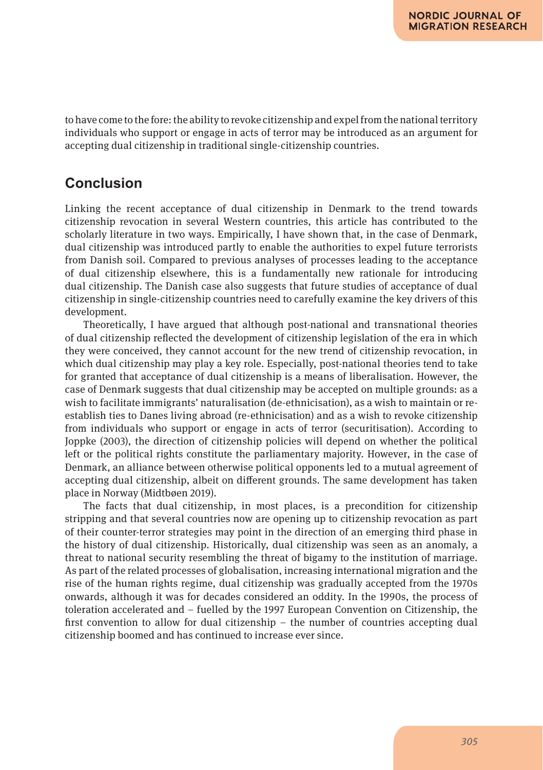to have come to the fore: the ability to revoke citizenship and expel from the national territory individuals who support or engage in acts of terror may be introduced as an argument for accepting dual citizenship in traditional single-citizenship countries.

## Conclusion

Linking the recent acceptance of dual citizenship in Denmark to the trend towards citizenship revocation in several Western countries, this article has contributed to the scholarly literature in two ways. Empirically, I have shown that, in the case of Denmark, dual citizenship was introduced partly to enable the authorities to expel future terrorists from Danish soil. Compared to previous analyses of processes leading to the acceptance of dual citizenship elsewhere, this is a fundamentally new rationale for introducing dual citizenship. The Danish case also suggests that future studies of acceptance of dual citizenship in single-citizenship countries need to carefully examine the key drivers of this development.

Theoretically, I have argued that although post-national and transnational theories of dual citizenship reflected the development of citizenship legislation of the era in which they were conceived, they cannot account for the new trend of citizenship revocation, in which dual citizenship may play a key role. Especially, post-national theories tend to take for granted that acceptance of dual citizenship is a means of liberalisation. However, the case of Denmark suggests that dual citizenship may be accepted on multiple grounds: as a wish to facilitate immigrants' naturalisation (de-ethnicisation), as a wish to maintain or re-establish ties to Danes living abroad (re-ethnicisation) and as a wish to revoke citizenship from individuals who support or engage in acts of terror (securitisation). According to Joppke (2003), the direction of citizenship policies will depend on whether the political left or the political rights constitute the parliamentary majority. However, in the case of Denmark, an alliance between otherwise political opponents led to a mutual agreement of accepting dual citizenship, albeit on different grounds. The same development has taken place in Norway (Midtbøen 2019).

The facts that dual citizenship, in most places, is a precondition for citizenship stripping and that several countries now are opening up to citizenship revocation as part of their counter-terror strategies may point in the direction of an emerging third phase in the history of dual citizenship. Historically, dual citizenship was seen as an anomaly, a threat to national security resembling the threat of bigamy to the institution of marriage. As part of the related processes of globalisation, increasing international migration and the rise of the human rights regime, dual citizenship was gradually accepted from the 1970s onwards, although it was for decades considered an oddity. In the 1990s, the process of toleration accelerated and – fuelled by the 1997 European Convention on Citizenship, the first convention to allow for dual citizenship – the number of countries accepting dual citizenship boomed and has continued to increase ever since.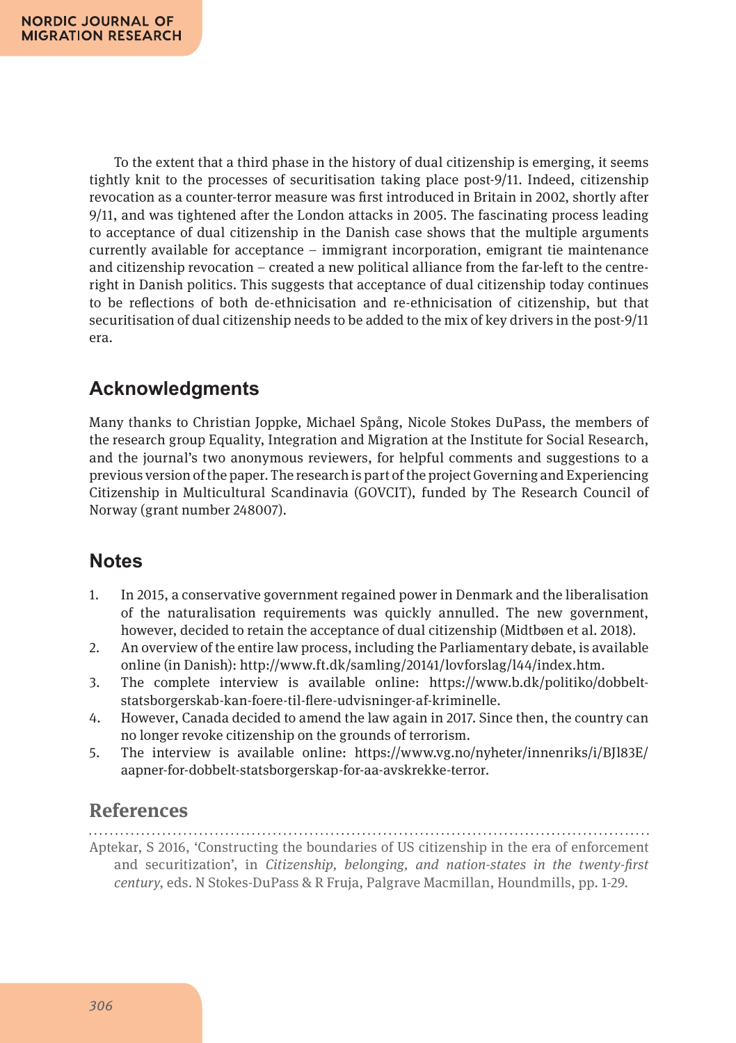To the extent that a third phase in the history of dual citizenship is emerging, it seems tightly knit to the processes of securitisation taking place post-9/11. Indeed, citizenship revocation as a counter-terror measure was first introduced in Britain in 2002, shortly after 9/11, and was tightened after the London attacks in 2005. The fascinating process leading to acceptance of dual citizenship in the Danish case shows that the multiple arguments currently available for acceptance – immigrant incorporation, emigrant tie maintenance and citizenship revocation – created a new political alliance from the far-left to the centre-right in Danish politics. This suggests that acceptance of dual citizenship today continues to be reflections of both de-ethnicisation and re-ethnicisation of citizenship, but that securitisation of dual citizenship needs to be added to the mix of key drivers in the post-9/11 era.

## Acknowledgments

Many thanks to Christian Joppke, Michael Spång, Nicole Stokes DuPass, the members of the research group Equality, Integration and Migration at the Institute for Social Research, and the journal's two anonymous reviewers, for helpful comments and suggestions to a previous version of the paper. The research is part of the project Governing and Experiencing Citizenship in Multicultural Scandinavia (GOVCIT), funded by The Research Council of Norway (grant number 248007).

## Notes

1. In 2015, a conservative government regained power in Denmark and the liberalisation of the naturalisation requirements was quickly annulled. The new government, however, decided to retain the acceptance of dual citizenship (Midtbøen et al. 2018).
2. An overview of the entire law process, including the Parliamentary debate, is available online (in Danish): http://www.ft.dk/samling/20141/lovforslag/l44/index.htm.
3. The complete interview is available online: https://www.b.dk/politiko/dobbelt-statsborgerskab-kan-foere-til-flere-udvisninger-af-kriminelle.
4. However, Canada decided to amend the law again in 2017. Since then, the country can no longer revoke citizenship on the grounds of terrorism.
5. The interview is available online: https://www.vg.no/nyheter/innenriks/i/BJl83E/aapner-for-dobbelt-statsborgerskap-for-aa-avskrekke-terror.

## References

Aptekar, S 2016, 'Constructing the boundaries of US citizenship in the era of enforcement and securitization', in *Citizenship, belonging, and nation-states in the twenty-first century*, eds. N Stokes-DuPass & R Fruja, Palgrave Macmillan, Houndmills, pp. 1-29.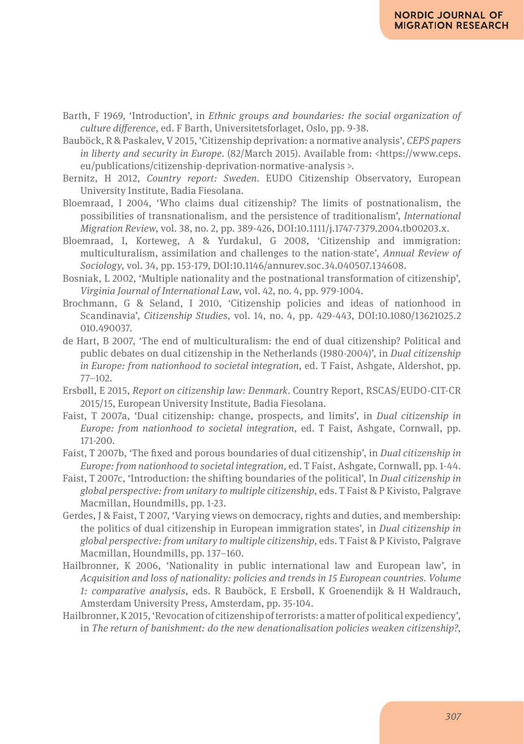Barth, F 1969, 'Introduction', in *Ethnic groups and boundaries: the social organization of culture difference*, ed. F Barth, Universitetsforlaget, Oslo, pp. 9-38.

Bauböck, R & Paskalev, V 2015, 'Citizenship deprivation: a normative analysis', *CEPS papers in liberty and security in Europe*. (82/March 2015). Available from: <https://www.ceps.eu/publications/citizenship-deprivation-normative-analysis >.

Bernitz, H 2012, *Country report: Sweden*. EUDO Citizenship Observatory, European University Institute, Badia Fiesolana.

Bloemraad, I 2004, 'Who claims dual citizenship? The limits of postnationalism, the possibilities of transnationalism, and the persistence of traditionalism', *International Migration Review*, vol. 38, no. 2, pp. 389-426, DOI:10.1111/j.1747-7379.2004.tb00203.x.

Bloemraad, I, Korteweg, A & Yurdakul, G 2008, 'Citizenship and immigration: multiculturalism, assimilation and challenges to the nation-state', *Annual Review of Sociology*, vol. 34, pp. 153-179, DOI:10.1146/annurev.soc.34.040507.134608.

Bosniak, L 2002, 'Multiple nationality and the postnational transformation of citizenship', *Virginia Journal of International Law*, vol. 42, no. 4, pp. 979-1004.

Brochmann, G & Seland, I 2010, 'Citizenship policies and ideas of nationhood in Scandinavia', *Citizenship Studies*, vol. 14, no. 4, pp. 429-443, DOI:10.1080/13621025.2010.490037.

de Hart, B 2007, 'The end of multiculturalism: the end of dual citizenship? Political and public debates on dual citizenship in the Netherlands (1980-2004)', in *Dual citizenship in Europe: from nationhood to societal integration*, ed. T Faist, Ashgate, Aldershot, pp. 77–102.

Ersbøll, E 2015, *Report on citizenship law: Denmark*. Country Report, RSCAS/EUDO-CIT-CR 2015/15, European University Institute, Badia Fiesolana.

Faist, T 2007a, 'Dual citizenship: change, prospects, and limits', in *Dual citizenship in Europe: from nationhood to societal integration*, ed. T Faist, Ashgate, Cornwall, pp. 171-200.

Faist, T 2007b, 'The fixed and porous boundaries of dual citizenship', in *Dual citizenship in Europe: from nationhood to societal integration*, ed. T Faist, Ashgate, Cornwall, pp. 1-44.

Faist, T 2007c, 'Introduction: the shifting boundaries of the political', In *Dual citizenship in global perspective: from unitary to multiple citizenship*, eds. T Faist & P Kivisto, Palgrave Macmillan, Houndmills, pp. 1-23.

Gerdes, J & Faist, T 2007, 'Varying views on democracy, rights and duties, and membership: the politics of dual citizenship in European immigration states', in *Dual citizenship in global perspective: from unitary to multiple citizenship*, eds. T Faist & P Kivisto, Palgrave Macmillan, Houndmills, pp. 137–160.

Hailbronner, K 2006, 'Nationality in public international law and European law', in *Acquisition and loss of nationality: policies and trends in 15 European countries. Volume 1: comparative analysis*, eds. R Bauböck, E Ersbøll, K Groenendijk & H Waldrauch, Amsterdam University Press, Amsterdam, pp. 35-104.

Hailbronner, K 2015, 'Revocation of citizenship of terrorists: a matter of political expediency', in *The return of banishment: do the new denationalisation policies weaken citizenship?*,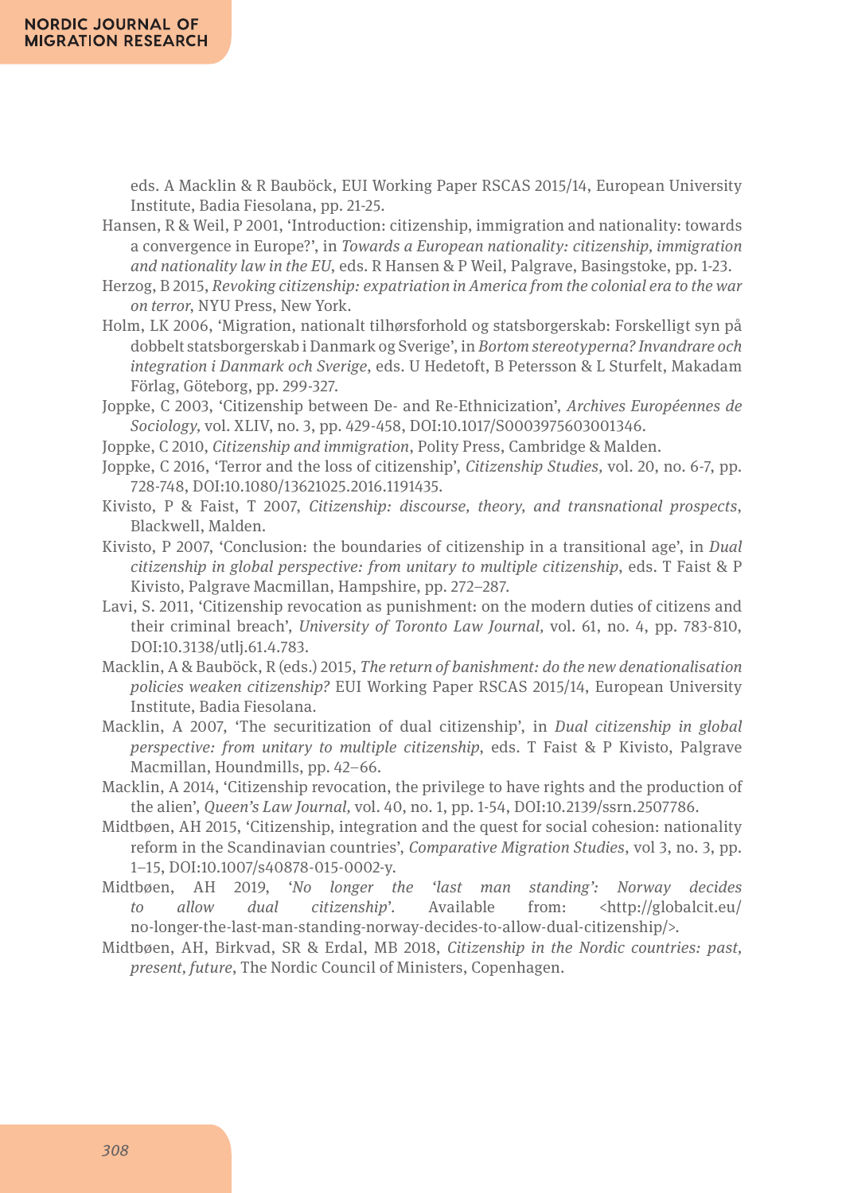eds. A Macklin & R Bauböck, EUI Working Paper RSCAS 2015/14, European University Institute, Badia Fiesolana, pp. 21-25.

Hansen, R & Weil, P 2001, 'Introduction: citizenship, immigration and nationality: towards a convergence in Europe?', in *Towards a European nationality: citizenship, immigration and nationality law in the EU*, eds. R Hansen & P Weil, Palgrave, Basingstoke, pp. 1-23.

Herzog, B 2015, *Revoking citizenship: expatriation in America from the colonial era to the war on terror*, NYU Press, New York.

Holm, LK 2006, 'Migration, nationalt tilhørsforhold og statsborgerskab: Forskelligt syn på dobbelt statsborgerskab i Danmark og Sverige', in *Bortom stereotyperna? Invandrare och integration i Danmark och Sverige*, eds. U Hedetoft, B Petersson & L Sturfelt, Makadam Förlag, Göteborg, pp. 299-327.

Joppke, C 2003, 'Citizenship between De- and Re-Ethnicization', *Archives Européennes de Sociology,* vol. XLIV, no. 3, pp. 429-458, DOI:10.1017/S0003975603001346.

Joppke, C 2010, *Citizenship and immigration*, Polity Press, Cambridge & Malden.

Joppke, C 2016, 'Terror and the loss of citizenship', *Citizenship Studies,* vol. 20, no. 6-7, pp. 728-748, DOI:10.1080/13621025.2016.1191435.

Kivisto, P & Faist, T 2007, *Citizenship: discourse, theory, and transnational prospects*, Blackwell, Malden.

Kivisto, P 2007, 'Conclusion: the boundaries of citizenship in a transitional age', in *Dual citizenship in global perspective: from unitary to multiple citizenship*, eds. T Faist & P Kivisto, Palgrave Macmillan, Hampshire, pp. 272–287.

Lavi, S. 2011, 'Citizenship revocation as punishment: on the modern duties of citizens and their criminal breach', *University of Toronto Law Journal,* vol. 61, no. 4, pp. 783-810, DOI:10.3138/utlj.61.4.783.

Macklin, A & Bauböck, R (eds.) 2015, *The return of banishment: do the new denationalisation policies weaken citizenship?* EUI Working Paper RSCAS 2015/14, European University Institute, Badia Fiesolana.

Macklin, A 2007, 'The securitization of dual citizenship', in *Dual citizenship in global perspective: from unitary to multiple citizenship*, eds. T Faist & P Kivisto, Palgrave Macmillan, Houndmills, pp. 42–66.

Macklin, A 2014, 'Citizenship revocation, the privilege to have rights and the production of the alien', *Queen's Law Journal,* vol. 40, no. 1, pp. 1-54, DOI:10.2139/ssrn.2507786.

Midtbøen, AH 2015, 'Citizenship, integration and the quest for social cohesion: nationality reform in the Scandinavian countries', *Comparative Migration Studies*, vol 3, no. 3, pp. 1–15, DOI:10.1007/s40878-015-0002-y.

Midtbøen, AH 2019, '*No longer the 'last man standing': Norway decides to allow dual citizenship*'. Available from: <http://globalcit.eu/no-longer-the-last-man-standing-norway-decides-to-allow-dual-citizenship/>.

Midtbøen, AH, Birkvad, SR & Erdal, MB 2018, *Citizenship in the Nordic countries: past, present, future*, The Nordic Council of Ministers, Copenhagen.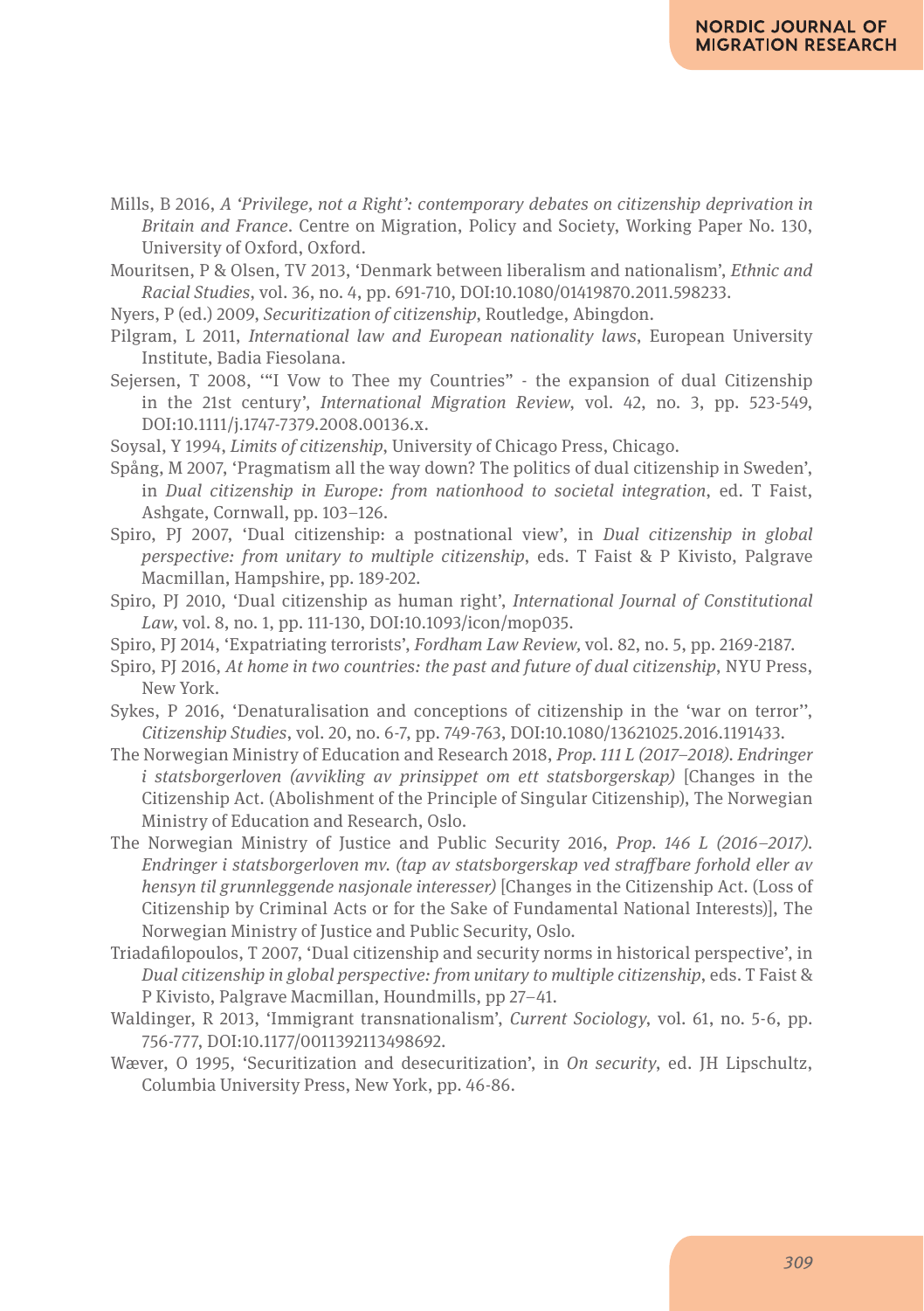Mills, B 2016, *A 'Privilege, not a Right': contemporary debates on citizenship deprivation in Britain and France*. Centre on Migration, Policy and Society, Working Paper No. 130, University of Oxford, Oxford.

Mouritsen, P & Olsen, TV 2013, 'Denmark between liberalism and nationalism', *Ethnic and Racial Studies*, vol. 36, no. 4, pp. 691-710, DOI:10.1080/01419870.2011.598233.

Nyers, P (ed.) 2009, *Securitization of citizenship*, Routledge, Abingdon.

Pilgram, L 2011, *International law and European nationality laws*, European University Institute, Badia Fiesolana.

Sejersen, T 2008, '"I Vow to Thee my Countries" - the expansion of dual Citizenship in the 21st century', *International Migration Review*, vol. 42, no. 3, pp. 523-549, DOI:10.1111/j.1747-7379.2008.00136.x.

Soysal, Y 1994, *Limits of citizenship*, University of Chicago Press, Chicago.

Spång, M 2007, 'Pragmatism all the way down? The politics of dual citizenship in Sweden', in *Dual citizenship in Europe: from nationhood to societal integration*, ed. T Faist, Ashgate, Cornwall, pp. 103–126.

Spiro, PJ 2007, 'Dual citizenship: a postnational view', in *Dual citizenship in global perspective: from unitary to multiple citizenship*, eds. T Faist & P Kivisto, Palgrave Macmillan, Hampshire, pp. 189-202.

Spiro, PJ 2010, 'Dual citizenship as human right', *International Journal of Constitutional Law*, vol. 8, no. 1, pp. 111-130, DOI:10.1093/icon/mop035.

Spiro, PJ 2014, 'Expatriating terrorists', *Fordham Law Review,* vol. 82, no. 5, pp. 2169-2187.

Spiro, PJ 2016, *At home in two countries: the past and future of dual citizenship*, NYU Press, New York.

Sykes, P 2016, 'Denaturalisation and conceptions of citizenship in the 'war on terror'', *Citizenship Studies*, vol. 20, no. 6-7, pp. 749-763, DOI:10.1080/13621025.2016.1191433.

The Norwegian Ministry of Education and Research 2018, *Prop. 111 L (2017–2018). Endringer i statsborgerloven (avvikling av prinsippet om ett statsborgerskap)* [Changes in the Citizenship Act. (Abolishment of the Principle of Singular Citizenship), The Norwegian Ministry of Education and Research, Oslo.

The Norwegian Ministry of Justice and Public Security 2016, *Prop. 146 L (2016–2017). Endringer i statsborgerloven mv. (tap av statsborgerskap ved straffbare forhold eller av hensyn til grunnleggende nasjonale interesser)* [Changes in the Citizenship Act. (Loss of Citizenship by Criminal Acts or for the Sake of Fundamental National Interests)], The Norwegian Ministry of Justice and Public Security, Oslo.

Triadafilopoulos, T 2007, 'Dual citizenship and security norms in historical perspective', in *Dual citizenship in global perspective: from unitary to multiple citizenship*, eds. T Faist & P Kivisto, Palgrave Macmillan, Houndmills, pp 27–41.

Waldinger, R 2013, 'Immigrant transnationalism', *Current Sociology*, vol. 61, no. 5-6, pp. 756-777, DOI:10.1177/0011392113498692.

Wæver, O 1995, 'Securitization and desecuritization', in *On security*, ed. JH Lipschultz, Columbia University Press, New York, pp. 46-86.